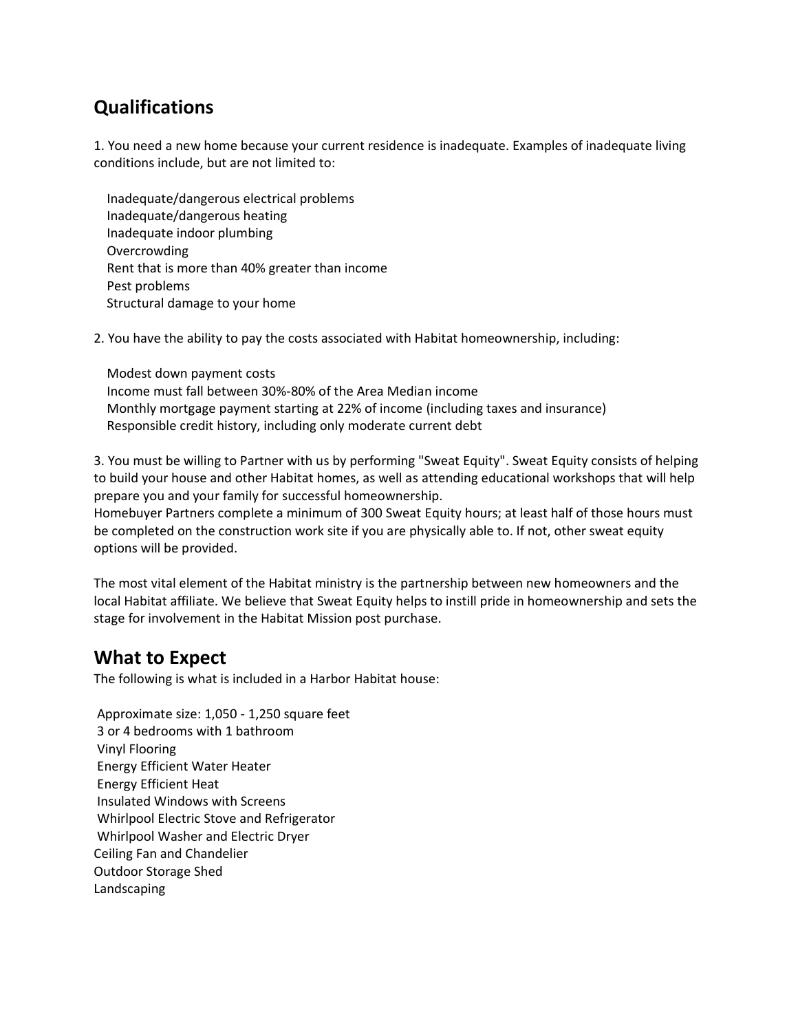## Qualifications

1. You need a new home because your current residence is inadequate. Examples of inadequate living conditions include, but are not limited to:

   - Inadequate/dangerous electrical problems
   - Inadequate/dangerous heating
   - Inadequate indoor plumbing
   - Overcrowding
   - Rent that is more than 40% greater than income
   - Pest problems
   - Structural damage to your home

2. You have the ability to pay the costs associated with Habitat homeownership, including:

   - Modest down payment costs
   - Income must fall between 30%-80% of the Area Median income
   - Monthly mortgage payment starting at 22% of income (including taxes and insurance)
   - Responsible credit history, including only moderate current debt

3. You must be willing to Partner with us by performing "Sweat Equity". Sweat Equity consists of helping to build your house and other Habitat homes, as well as attending educational workshops that will help prepare you and your family for successful homeownership.
Homebuyer Partners complete a minimum of 300 Sweat Equity hours; at least half of those hours must be completed on the construction work site if you are physically able to. If not, other sweat equity options will be provided.

The most vital element of the Habitat ministry is the partnership between new homeowners and the local Habitat affiliate. We believe that Sweat Equity helps to instill pride in homeownership and sets the stage for involvement in the Habitat Mission post purchase.

## What to Expect

The following is what is included in a Harbor Habitat house:

- Approximate size: 1,050 - 1,250 square feet
- 3 or 4 bedrooms with 1 bathroom
- Vinyl Flooring
- Energy Efficient Water Heater
- Energy Efficient Heat
- Insulated Windows with Screens
- Whirlpool Electric Stove and Refrigerator
- Whirlpool Washer and Electric Dryer
- Ceiling Fan and Chandelier
- Outdoor Storage Shed
- Landscaping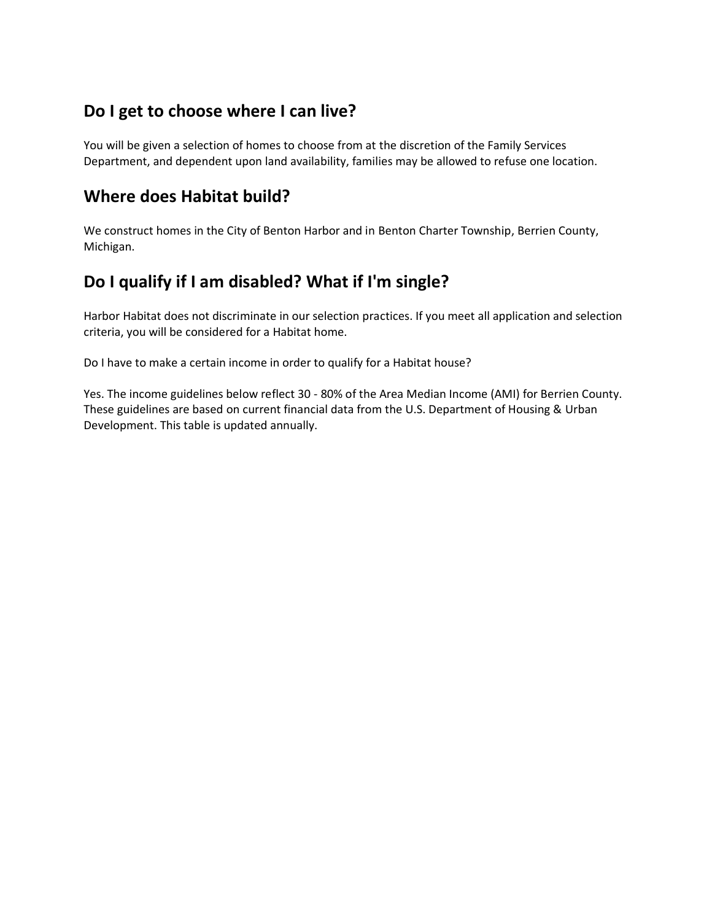## Do I get to choose where I can live?

You will be given a selection of homes to choose from at the discretion of the Family Services Department, and dependent upon land availability, families may be allowed to refuse one location.

## Where does Habitat build?

We construct homes in the City of Benton Harbor and in Benton Charter Township, Berrien County, Michigan.

## Do I qualify if I am disabled? What if I'm single?

Harbor Habitat does not discriminate in our selection practices. If you meet all application and selection criteria, you will be considered for a Habitat home.

Do I have to make a certain income in order to qualify for a Habitat house?

Yes. The income guidelines below reflect 30 - 80% of the Area Median Income (AMI) for Berrien County. These guidelines are based on current financial data from the U.S. Department of Housing & Urban Development. This table is updated annually.